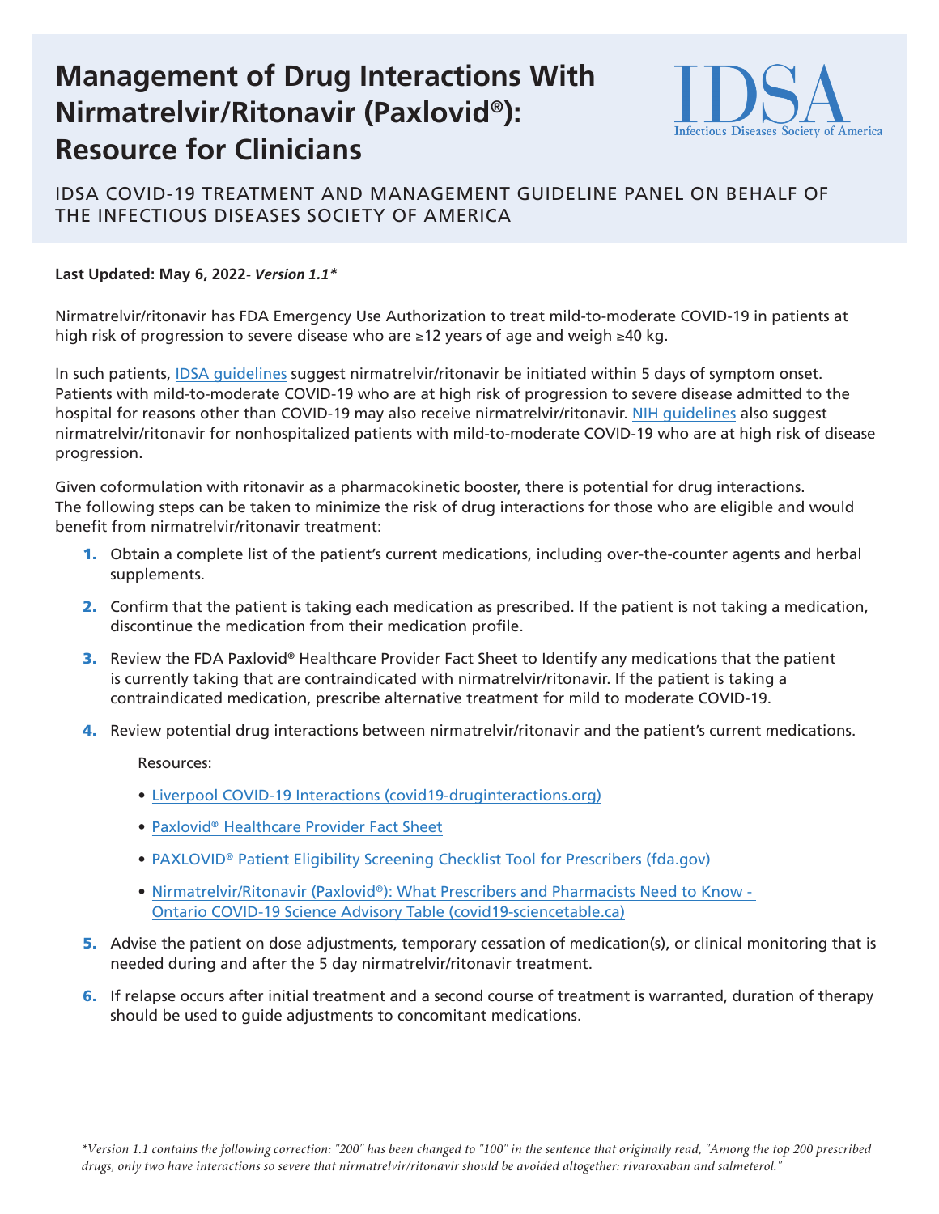# Management of Drug Interactions With Nirmatrelvir/Ritonavir (Paxlovid®): Resource for Clinicians

IDSA COVID-19 TREATMENT AND MANAGEMENT GUIDELINE PANEL ON BEHALF OF THE INFECTIOUS DISEASES SOCIETY OF AMERICA

**Last Updated: May 6, 2022**- ***Version 1.1****

Nirmatrelvir/ritonavir has FDA Emergency Use Authorization to treat mild-to-moderate COVID-19 in patients at high risk of progression to severe disease who are ≥12 years of age and weigh ≥40 kg.

In such patients, IDSA guidelines suggest nirmatrelvir/ritonavir be initiated within 5 days of symptom onset. Patients with mild-to-moderate COVID-19 who are at high risk of progression to severe disease admitted to the hospital for reasons other than COVID-19 may also receive nirmatrelvir/ritonavir. NIH guidelines also suggest nirmatrelvir/ritonavir for nonhospitalized patients with mild-to-moderate COVID-19 who are at high risk of disease progression.

Given coformulation with ritonavir as a pharmacokinetic booster, there is potential for drug interactions. The following steps can be taken to minimize the risk of drug interactions for those who are eligible and would benefit from nirmatrelvir/ritonavir treatment:

1. Obtain a complete list of the patient's current medications, including over-the-counter agents and herbal supplements.
2. Confirm that the patient is taking each medication as prescribed. If the patient is not taking a medication, discontinue the medication from their medication profile.
3. Review the FDA Paxlovid® Healthcare Provider Fact Sheet to Identify any medications that the patient is currently taking that are contraindicated with nirmatrelvir/ritonavir. If the patient is taking a contraindicated medication, prescribe alternative treatment for mild to moderate COVID-19.
4. Review potential drug interactions between nirmatrelvir/ritonavir and the patient's current medications.

   Resources:

   - Liverpool COVID-19 Interactions (covid19-druginteractions.org)
   - Paxlovid® Healthcare Provider Fact Sheet
   - PAXLOVID® Patient Eligibility Screening Checklist Tool for Prescribers (fda.gov)
   - Nirmatrelvir/Ritonavir (Paxlovid®): What Prescribers and Pharmacists Need to Know - Ontario COVID-19 Science Advisory Table (covid19-sciencetable.ca)

5. Advise the patient on dose adjustments, temporary cessation of medication(s), or clinical monitoring that is needed during and after the 5 day nirmatrelvir/ritonavir treatment.
6. If relapse occurs after initial treatment and a second course of treatment is warranted, duration of therapy should be used to guide adjustments to concomitant medications.

**Version 1.1 contains the following correction: "200" has been changed to "100" in the sentence that originally read, "Among the top 200 prescribed drugs, only two have interactions so severe that nirmatrelvir/ritonavir should be avoided altogether: rivaroxaban and salmeterol."*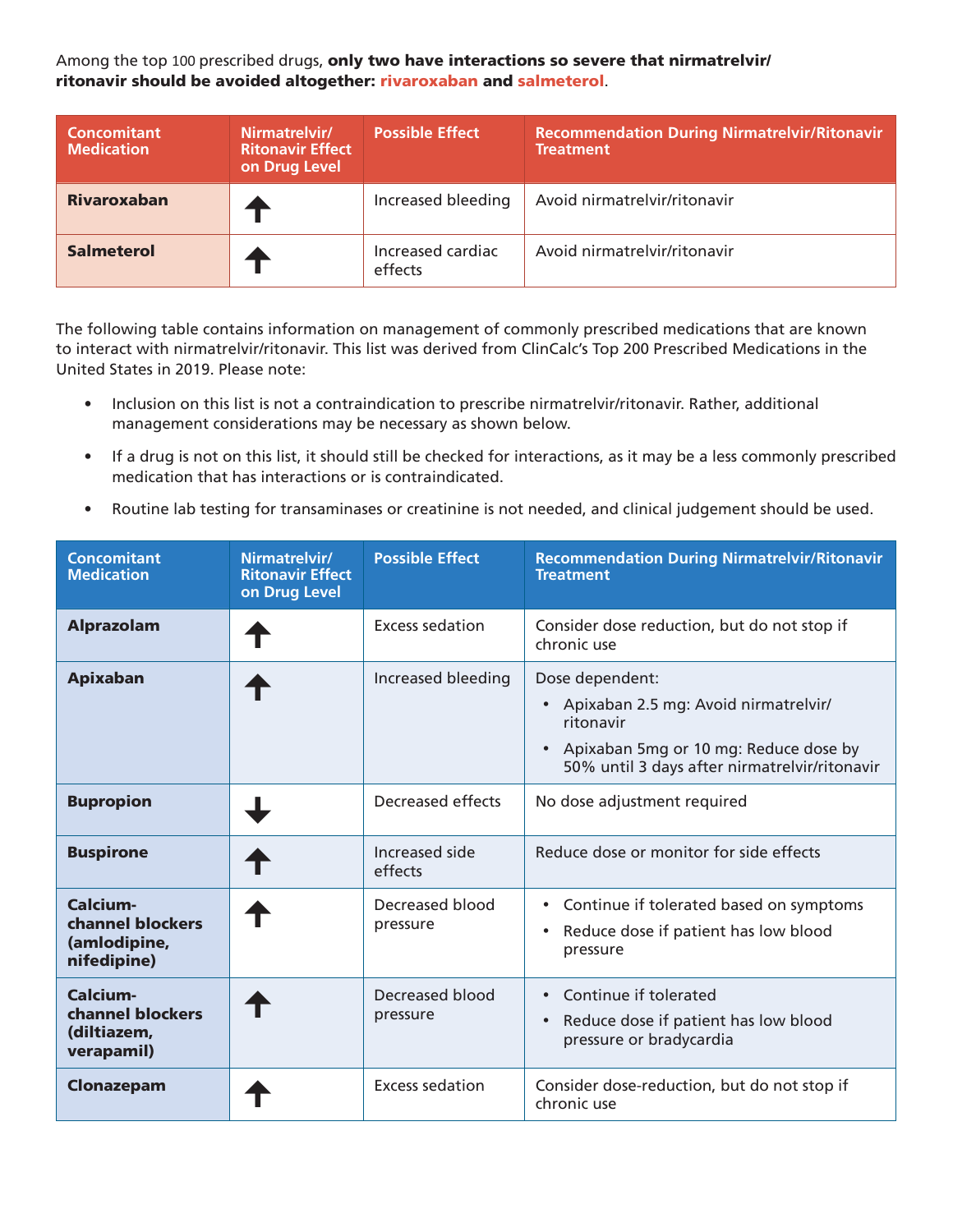Among the top 100 prescribed drugs, **only two have interactions so severe that nirmatrelvir/ ritonavir should be avoided altogether: rivaroxaban and salmeterol**.

| Concomitant Medication | Nirmatrelvir/ Ritonavir Effect on Drug Level | Possible Effect | Recommendation During Nirmatrelvir/Ritonavir Treatment |
|---|---|---|---|
| **Rivaroxaban** | ↑ | Increased bleeding | Avoid nirmatrelvir/ritonavir |
| **Salmeterol** | ↑ | Increased cardiac effects | Avoid nirmatrelvir/ritonavir |

The following table contains information on management of commonly prescribed medications that are known to interact with nirmatrelvir/ritonavir. This list was derived from ClinCalc's Top 200 Prescribed Medications in the United States in 2019. Please note:

- Inclusion on this list is not a contraindication to prescribe nirmatrelvir/ritonavir. Rather, additional management considerations may be necessary as shown below.
- If a drug is not on this list, it should still be checked for interactions, as it may be a less commonly prescribed medication that has interactions or is contraindicated.
- Routine lab testing for transaminases or creatinine is not needed, and clinical judgement should be used.

| Concomitant Medication | Nirmatrelvir/ Ritonavir Effect on Drug Level | Possible Effect | Recommendation During Nirmatrelvir/Ritonavir Treatment |
|---|---|---|---|
| **Alprazolam** | ↑ | Excess sedation | Consider dose reduction, but do not stop if chronic use |
| **Apixaban** | ↑ | Increased bleeding | Dose dependent: <br>• Apixaban 2.5 mg: Avoid nirmatrelvir/ ritonavir <br>• Apixaban 5mg or 10 mg: Reduce dose by 50% until 3 days after nirmatrelvir/ritonavir |
| **Bupropion** | ↓ | Decreased effects | No dose adjustment required |
| **Buspirone** | ↑ | Increased side effects | Reduce dose or monitor for side effects |
| **Calcium-channel blockers (amlodipine, nifedipine)** | ↑ | Decreased blood pressure | • Continue if tolerated based on symptoms <br>• Reduce dose if patient has low blood pressure |
| **Calcium-channel blockers (diltiazem, verapamil)** | ↑ | Decreased blood pressure | • Continue if tolerated <br>• Reduce dose if patient has low blood pressure or bradycardia |
| **Clonazepam** | ↑ | Excess sedation | Consider dose-reduction, but do not stop if chronic use |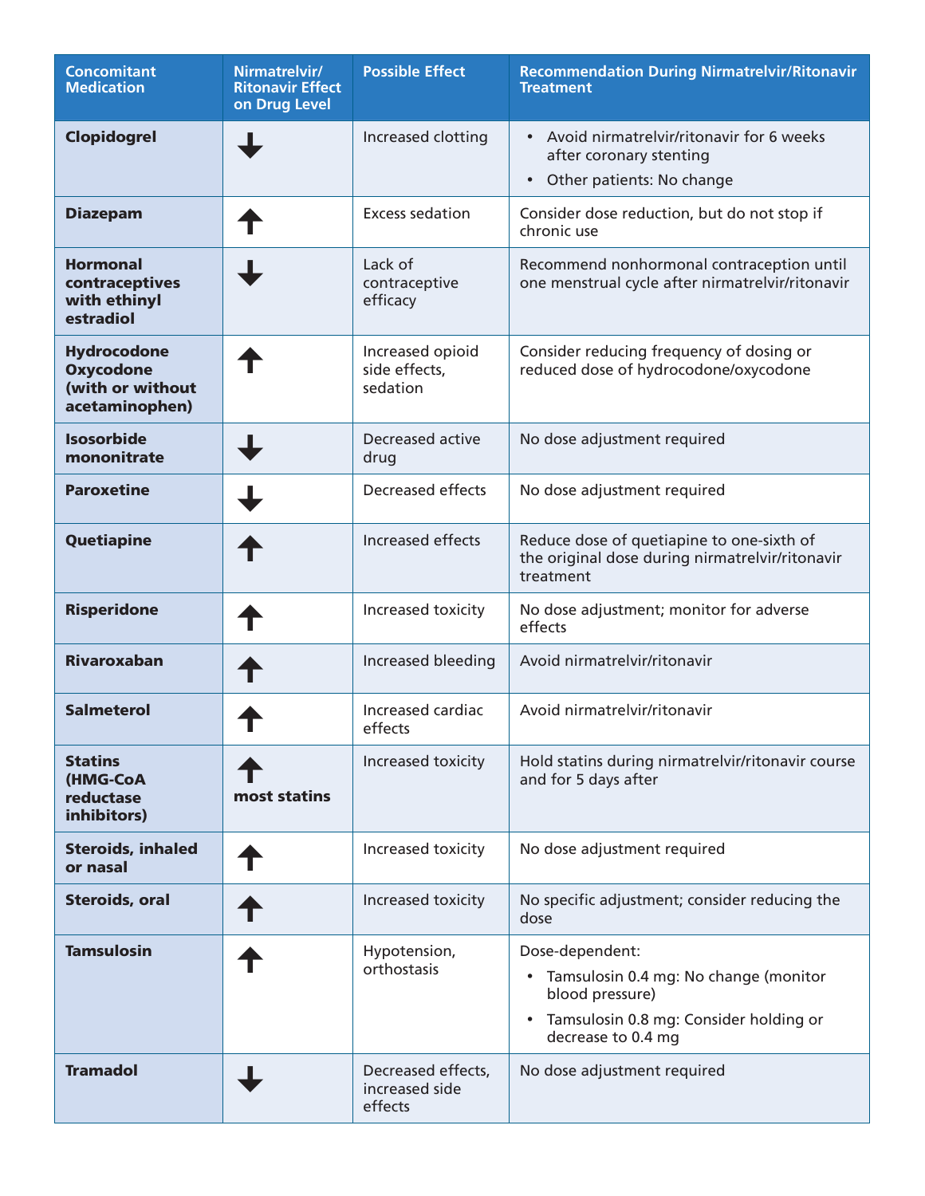| Concomitant Medication | Nirmatrelvir/ Ritonavir Effect on Drug Level | Possible Effect | Recommendation During Nirmatrelvir/Ritonavir Treatment |
| --- | --- | --- | --- |
| **Clopidogrel** | ↓ | Increased clotting | • Avoid nirmatrelvir/ritonavir for 6 weeks after coronary stenting<br>• Other patients: No change |
| **Diazepam** | ↑ | Excess sedation | Consider dose reduction, but do not stop if chronic use |
| **Hormonal contraceptives with ethinyl estradiol** | ↓ | Lack of contraceptive efficacy | Recommend nonhormonal contraception until one menstrual cycle after nirmatrelvir/ritonavir |
| **Hydrocodone Oxycodone (with or without acetaminophen)** | ↑ | Increased opioid side effects, sedation | Consider reducing frequency of dosing or reduced dose of hydrocodone/oxycodone |
| **Isosorbide mononitrate** | ↓ | Decreased active drug | No dose adjustment required |
| **Paroxetine** | ↓ | Decreased effects | No dose adjustment required |
| **Quetiapine** | ↑ | Increased effects | Reduce dose of quetiapine to one-sixth of the original dose during nirmatrelvir/ritonavir treatment |
| **Risperidone** | ↑ | Increased toxicity | No dose adjustment; monitor for adverse effects |
| **Rivaroxaban** | ↑ | Increased bleeding | Avoid nirmatrelvir/ritonavir |
| **Salmeterol** | ↑ | Increased cardiac effects | Avoid nirmatrelvir/ritonavir |
| **Statins (HMG-CoA reductase inhibitors)** | ↑ **most statins** | Increased toxicity | Hold statins during nirmatrelvir/ritonavir course and for 5 days after |
| **Steroids, inhaled or nasal** | ↑ | Increased toxicity | No dose adjustment required |
| **Steroids, oral** | ↑ | Increased toxicity | No specific adjustment; consider reducing the dose |
| **Tamsulosin** | ↑ | Hypotension, orthostasis | Dose-dependent:<br>• Tamsulosin 0.4 mg: No change (monitor blood pressure)<br>• Tamsulosin 0.8 mg: Consider holding or decrease to 0.4 mg |
| **Tramadol** | ↓ | Decreased effects, increased side effects | No dose adjustment required |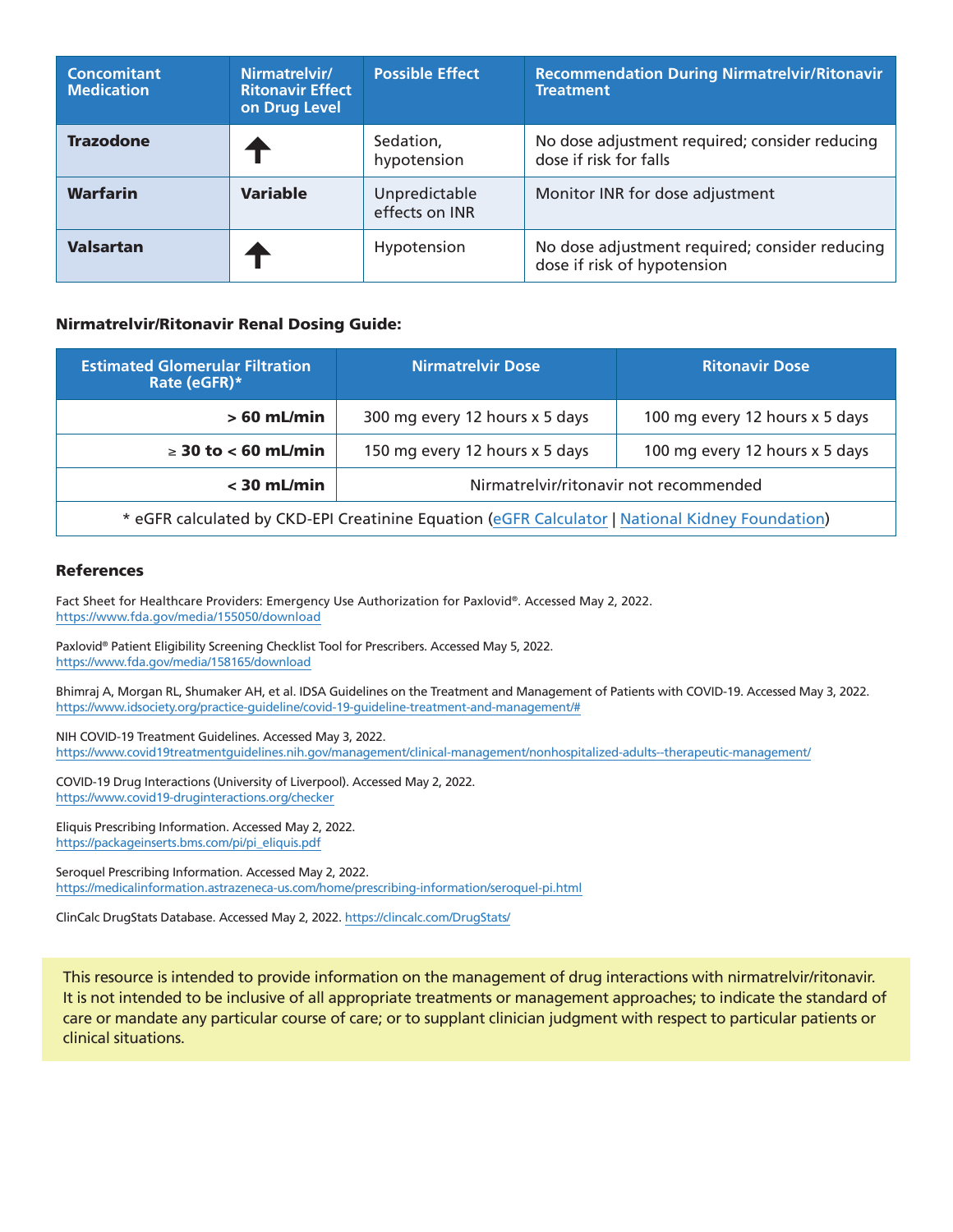| Concomitant Medication | Nirmatrelvir/ Ritonavir Effect on Drug Level | Possible Effect | Recommendation During Nirmatrelvir/Ritonavir Treatment |
|---|---|---|---|
| **Trazodone** | ↑ | Sedation, hypotension | No dose adjustment required; consider reducing dose if risk for falls |
| **Warfarin** | **Variable** | Unpredictable effects on INR | Monitor INR for dose adjustment |
| **Valsartan** | ↑ | Hypotension | No dose adjustment required; consider reducing dose if risk of hypotension |

### Nirmatrelvir/Ritonavir Renal Dosing Guide:

| Estimated Glomerular Filtration Rate (eGFR)* | Nirmatrelvir Dose | Ritonavir Dose |
|---|---|---|
| **> 60 mL/min** | 300 mg every 12 hours x 5 days | 100 mg every 12 hours x 5 days |
| **≥ 30 to < 60 mL/min** | 150 mg every 12 hours x 5 days | 100 mg every 12 hours x 5 days |
| **< 30 mL/min** | Nirmatrelvir/ritonavir not recommended | |
| * eGFR calculated by CKD-EPI Creatinine Equation (eGFR Calculator \| National Kidney Foundation) | | |

### References

Fact Sheet for Healthcare Providers: Emergency Use Authorization for Paxlovid®. Accessed May 2, 2022.
https://www.fda.gov/media/155050/download

Paxlovid® Patient Eligibility Screening Checklist Tool for Prescribers. Accessed May 5, 2022.
https://www.fda.gov/media/158165/download

Bhimraj A, Morgan RL, Shumaker AH, et al. IDSA Guidelines on the Treatment and Management of Patients with COVID-19. Accessed May 3, 2022.
https://www.idsociety.org/practice-guideline/covid-19-guideline-treatment-and-management/#

NIH COVID-19 Treatment Guidelines. Accessed May 3, 2022.
https://www.covid19treatmentguidelines.nih.gov/management/clinical-management/nonhospitalized-adults--therapeutic-management/

COVID-19 Drug Interactions (University of Liverpool). Accessed May 2, 2022.
https://www.covid19-druginteractions.org/checker

Eliquis Prescribing Information. Accessed May 2, 2022.
https://packageinserts.bms.com/pi/pi_eliquis.pdf

Seroquel Prescribing Information. Accessed May 2, 2022.
https://medicalinformation.astrazeneca-us.com/home/prescribing-information/seroquel-pi.html

ClinCalc DrugStats Database. Accessed May 2, 2022. https://clincalc.com/DrugStats/

This resource is intended to provide information on the management of drug interactions with nirmatrelvir/ritonavir. It is not intended to be inclusive of all appropriate treatments or management approaches; to indicate the standard of care or mandate any particular course of care; or to supplant clinician judgment with respect to particular patients or clinical situations.